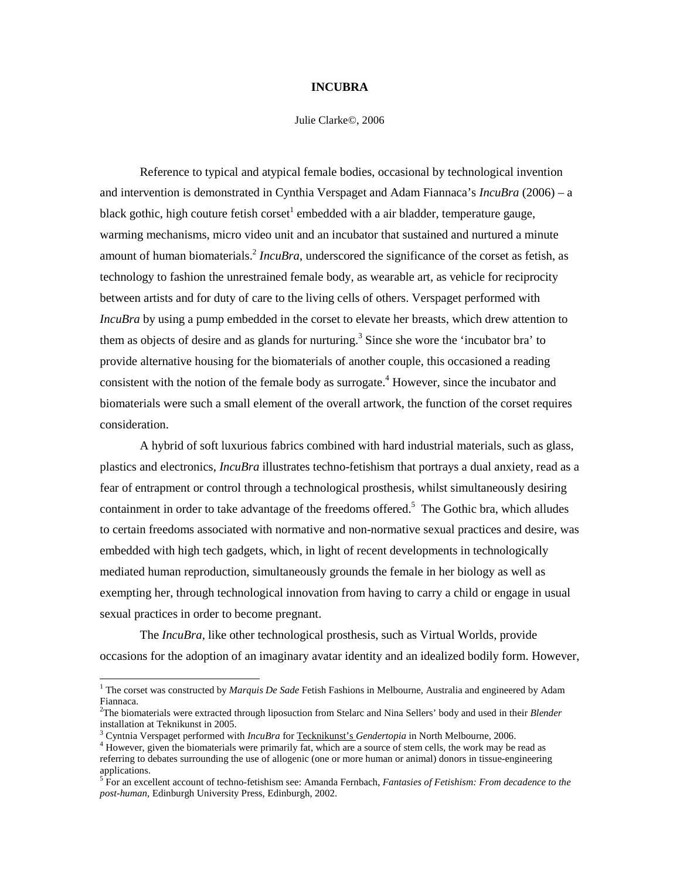# INCUBRA

Julie Clarke©, 2006

Reference to typical and atypical female bodies, occasional by technological invention and intervention is demonstrated in Cynthia Verspaget and Adam Fiannaca's *IncuBra* (2006) – a black gothic, high couture fetish corset[1] embedded with a air bladder, temperature gauge, warming mechanisms, micro video unit and an incubator that sustained and nurtured a minute amount of human biomaterials.[2] *IncuBra*, underscored the significance of the corset as fetish, as technology to fashion the unrestrained female body, as wearable art, as vehicle for reciprocity between artists and for duty of care to the living cells of others. Verspaget performed with *IncuBra* by using a pump embedded in the corset to elevate her breasts, which drew attention to them as objects of desire and as glands for nurturing.[3] Since she wore the 'incubator bra' to provide alternative housing for the biomaterials of another couple, this occasioned a reading consistent with the notion of the female body as surrogate.[4] However, since the incubator and biomaterials were such a small element of the overall artwork, the function of the corset requires consideration.

A hybrid of soft luxurious fabrics combined with hard industrial materials, such as glass, plastics and electronics, *IncuBra* illustrates techno-fetishism that portrays a dual anxiety, read as a fear of entrapment or control through a technological prosthesis, whilst simultaneously desiring containment in order to take advantage of the freedoms offered.[5] The Gothic bra, which alludes to certain freedoms associated with normative and non-normative sexual practices and desire, was embedded with high tech gadgets, which, in light of recent developments in technologically mediated human reproduction, simultaneously grounds the female in her biology as well as exempting her, through technological innovation from having to carry a child or engage in usual sexual practices in order to become pregnant.

The *IncuBra*, like other technological prosthesis, such as Virtual Worlds, provide occasions for the adoption of an imaginary avatar identity and an idealized bodily form. However,

---

[1] The corset was constructed by *Marquis De Sade* Fetish Fashions in Melbourne, Australia and engineered by Adam Fiannaca.

[2] The biomaterials were extracted through liposuction from Stelarc and Nina Sellers' body and used in their *Blender* installation at Teknikunst in 2005.

[3] Cyntnia Verspaget performed with *IncuBra* for Tecknikunst's *Gendertopia* in North Melbourne, 2006.

[4] However, given the biomaterials were primarily fat, which are a source of stem cells, the work may be read as referring to debates surrounding the use of allogenic (one or more human or animal) donors in tissue-engineering applications.

[5] For an excellent account of techno-fetishism see: Amanda Fernbach, *Fantasies of Fetishism: From decadence to the post-human*, Edinburgh University Press, Edinburgh, 2002.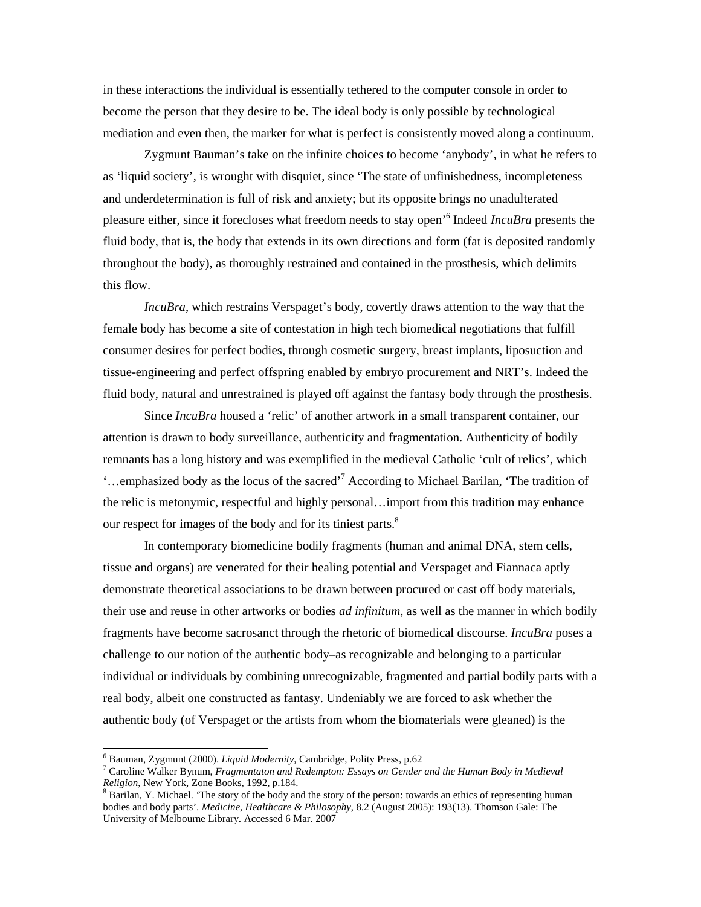in these interactions the individual is essentially tethered to the computer console in order to become the person that they desire to be. The ideal body is only possible by technological mediation and even then, the marker for what is perfect is consistently moved along a continuum.

Zygmunt Bauman's take on the infinite choices to become 'anybody', in what he refers to as 'liquid society', is wrought with disquiet, since 'The state of unfinishedness, incompleteness and underdetermination is full of risk and anxiety; but its opposite brings no unadulterated pleasure either, since it forecloses what freedom needs to stay open'[6] Indeed *IncuBra* presents the fluid body, that is, the body that extends in its own directions and form (fat is deposited randomly throughout the body), as thoroughly restrained and contained in the prosthesis, which delimits this flow.

*IncuBra*, which restrains Verspaget's body, covertly draws attention to the way that the female body has become a site of contestation in high tech biomedical negotiations that fulfill consumer desires for perfect bodies, through cosmetic surgery, breast implants, liposuction and tissue-engineering and perfect offspring enabled by embryo procurement and NRT's. Indeed the fluid body, natural and unrestrained is played off against the fantasy body through the prosthesis.

Since *IncuBra* housed a 'relic' of another artwork in a small transparent container, our attention is drawn to body surveillance, authenticity and fragmentation. Authenticity of bodily remnants has a long history and was exemplified in the medieval Catholic 'cult of relics', which '…emphasized body as the locus of the sacred'[7] According to Michael Barilan, 'The tradition of the relic is metonymic, respectful and highly personal…import from this tradition may enhance our respect for images of the body and for its tiniest parts.[8]

In contemporary biomedicine bodily fragments (human and animal DNA, stem cells, tissue and organs) are venerated for their healing potential and Verspaget and Fiannaca aptly demonstrate theoretical associations to be drawn between procured or cast off body materials, their use and reuse in other artworks or bodies *ad infinitum*, as well as the manner in which bodily fragments have become sacrosanct through the rhetoric of biomedical discourse. *IncuBra* poses a challenge to our notion of the authentic body–as recognizable and belonging to a particular individual or individuals by combining unrecognizable, fragmented and partial bodily parts with a real body, albeit one constructed as fantasy. Undeniably we are forced to ask whether the authentic body (of Verspaget or the artists from whom the biomaterials were gleaned) is the

---

[6] Bauman, Zygmunt (2000). *Liquid Modernity*, Cambridge, Polity Press, p.62

[7] Caroline Walker Bynum, *Fragmentaton and Redempton: Essays on Gender and the Human Body in Medieval Religion*, New York, Zone Books, 1992, p.184.

[8] Barilan, Y. Michael. 'The story of the body and the story of the person: towards an ethics of representing human bodies and body parts'. *Medicine, Healthcare & Philosophy*, 8.2 (August 2005): 193(13). Thomson Gale: The University of Melbourne Library. Accessed 6 Mar. 2007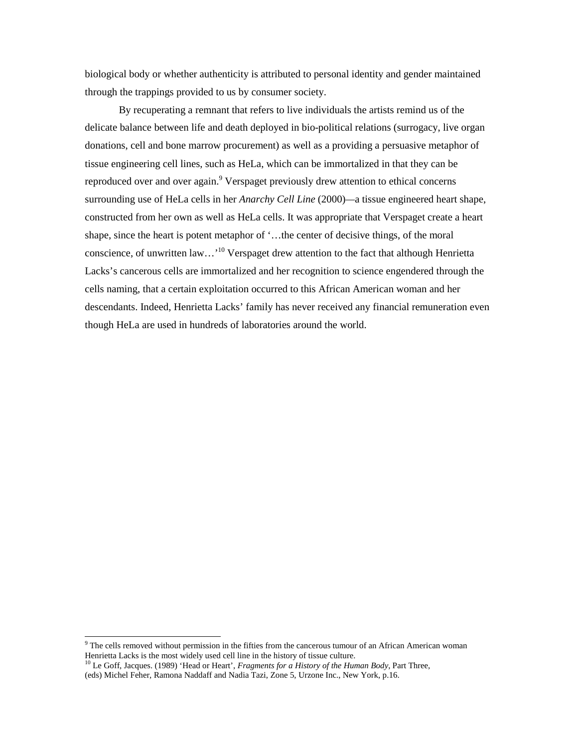biological body or whether authenticity is attributed to personal identity and gender maintained through the trappings provided to us by consumer society.

By recuperating a remnant that refers to live individuals the artists remind us of the delicate balance between life and death deployed in bio-political relations (surrogacy, live organ donations, cell and bone marrow procurement) as well as a providing a persuasive metaphor of tissue engineering cell lines, such as HeLa, which can be immortalized in that they can be reproduced over and over again.[9] Verspaget previously drew attention to ethical concerns surrounding use of HeLa cells in her *Anarchy Cell Line* (2000)—a tissue engineered heart shape, constructed from her own as well as HeLa cells. It was appropriate that Verspaget create a heart shape, since the heart is potent metaphor of '…the center of decisive things, of the moral conscience, of unwritten law…'[10] Verspaget drew attention to the fact that although Henrietta Lacks's cancerous cells are immortalized and her recognition to science engendered through the cells naming, that a certain exploitation occurred to this African American woman and her descendants. Indeed, Henrietta Lacks' family has never received any financial remuneration even though HeLa are used in hundreds of laboratories around the world.

---

[9] The cells removed without permission in the fifties from the cancerous tumour of an African American woman Henrietta Lacks is the most widely used cell line in the history of tissue culture.

[10] Le Goff, Jacques. (1989) 'Head or Heart', *Fragments for a History of the Human Body*, Part Three, (eds) Michel Feher, Ramona Naddaff and Nadia Tazi, Zone 5, Urzone Inc., New York, p.16.